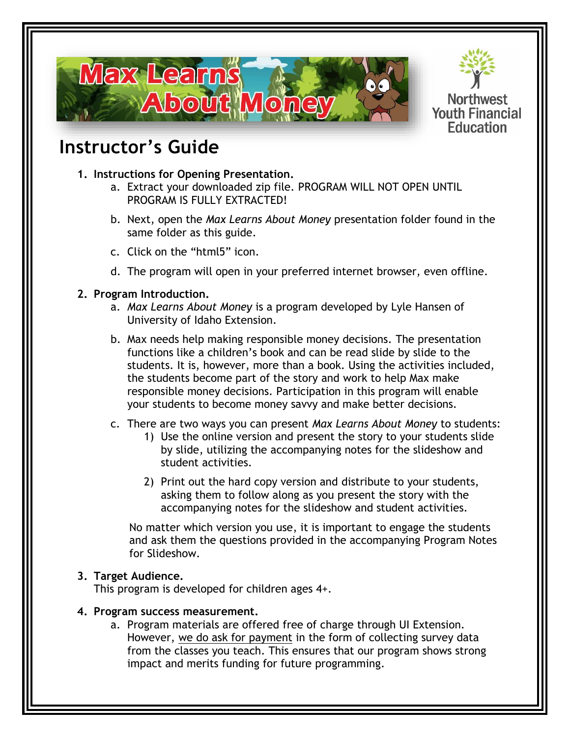# Max Learns About Money

Northwest Youth Financial Education

## Instructor's Guide

1. **Instructions for Opening Presentation.**
   a. Extract your downloaded zip file. PROGRAM WILL NOT OPEN UNTIL PROGRAM IS FULLY EXTRACTED!

   b. Next, open the *Max Learns About Money* presentation folder found in the same folder as this guide.

   c. Click on the "html5" icon.

   d. The program will open in your preferred internet browser, even offline.

2. **Program Introduction.**
   a. *Max Learns About Money* is a program developed by Lyle Hansen of University of Idaho Extension.

   b. Max needs help making responsible money decisions. The presentation functions like a children's book and can be read slide by slide to the students. It is, however, more than a book. Using the activities included, the students become part of the story and work to help Max make responsible money decisions. Participation in this program will enable your students to become money savvy and make better decisions.

   c. There are two ways you can present *Max Learns About Money* to students:
      1) Use the online version and present the story to your students slide by slide, utilizing the accompanying notes for the slideshow and student activities.

      2) Print out the hard copy version and distribute to your students, asking them to follow along as you present the story with the accompanying notes for the slideshow and student activities.

   No matter which version you use, it is important to engage the students and ask them the questions provided in the accompanying Program Notes for Slideshow.

3. **Target Audience.**
   This program is developed for children ages 4+.

4. **Program success measurement.**
   a. Program materials are offered free of charge through UI Extension. However, <u>we do ask for payment</u> in the form of collecting survey data from the classes you teach. This ensures that our program shows strong impact and merits funding for future programming.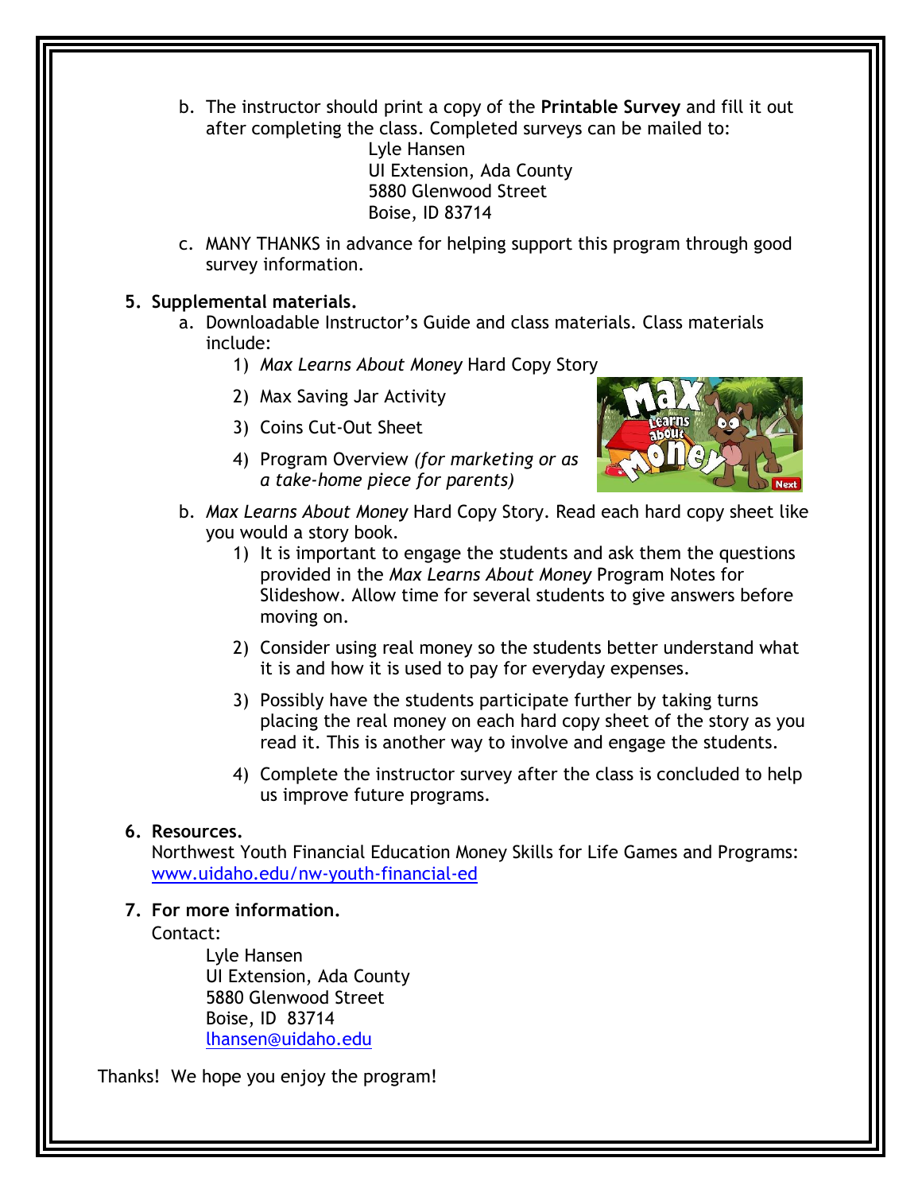b. The instructor should print a copy of the **Printable Survey** and fill it out after completing the class. Completed surveys can be mailed to:

   Lyle Hansen
   UI Extension, Ada County
   5880 Glenwood Street
   Boise, ID 83714

c. MANY THANKS in advance for helping support this program through good survey information.

5. **Supplemental materials.**
   a. Downloadable Instructor's Guide and class materials. Class materials include:
      1) *Max Learns About Money* Hard Copy Story
      2) Max Saving Jar Activity
      3) Coins Cut-Out Sheet
      4) Program Overview *(for marketing or as a take-home piece for parents)*
   b. *Max Learns About Money* Hard Copy Story. Read each hard copy sheet like you would a story book.
      1) It is important to engage the students and ask them the questions provided in the *Max Learns About Money* Program Notes for Slideshow. Allow time for several students to give answers before moving on.
      2) Consider using real money so the students better understand what it is and how it is used to pay for everyday expenses.
      3) Possibly have the students participate further by taking turns placing the real money on each hard copy sheet of the story as you read it. This is another way to involve and engage the students.
      4) Complete the instructor survey after the class is concluded to help us improve future programs.

6. **Resources.**
   Northwest Youth Financial Education Money Skills for Life Games and Programs: www.uidaho.edu/nw-youth-financial-ed

7. **For more information.**
   Contact:

   Lyle Hansen
   UI Extension, Ada County
   5880 Glenwood Street
   Boise, ID 83714
   lhansen@uidaho.edu

Thanks! We hope you enjoy the program!